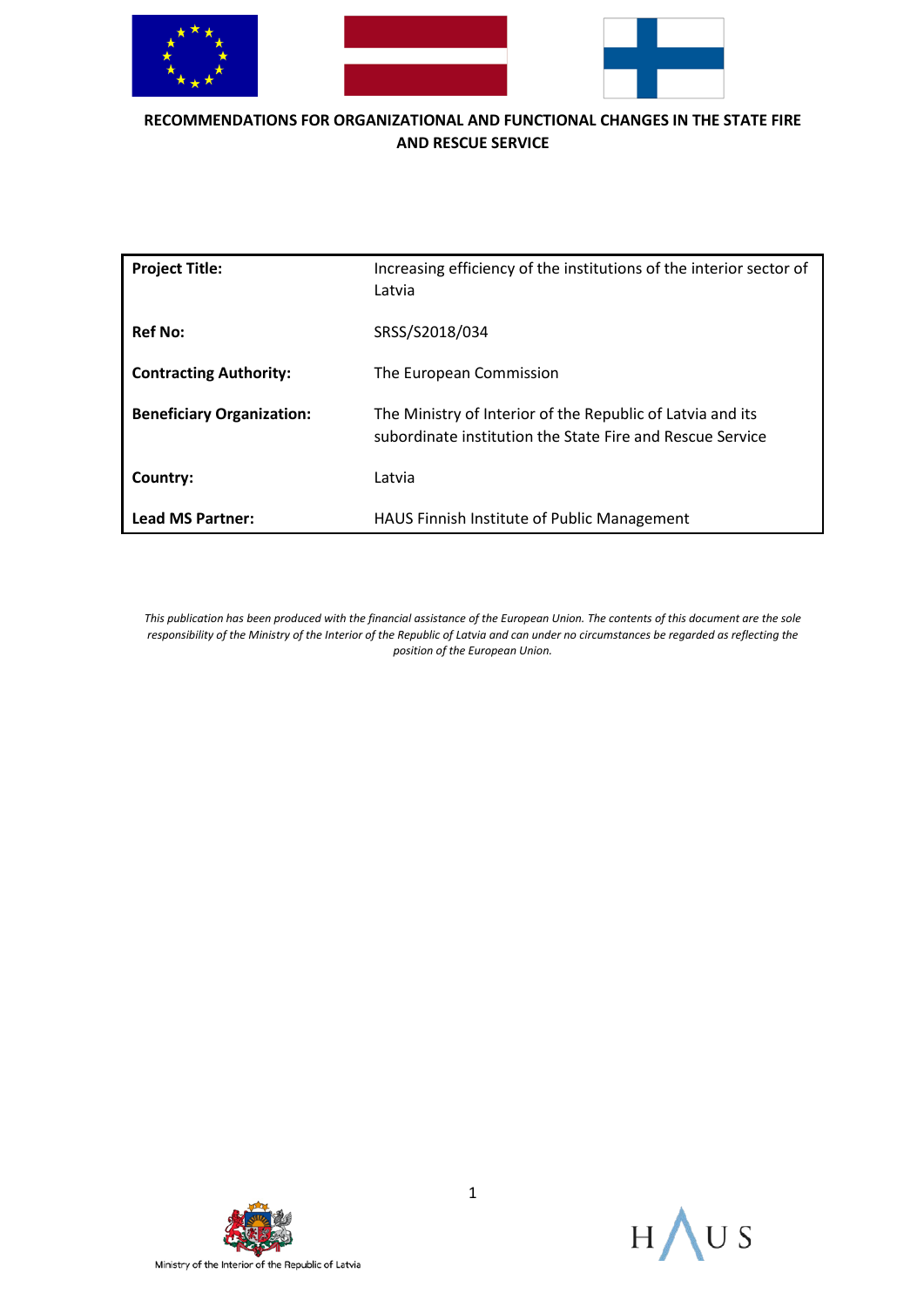# RECOMMENDATIONS FOR ORGANIZATIONAL AND FUNCTIONAL CHANGES IN THE STATE FIRE AND RESCUE SERVICE

| | |
|---|---|
| **Project Title:** | Increasing efficiency of the institutions of the interior sector of Latvia |
| **Ref No:** | SRSS/S2018/034 |
| **Contracting Authority:** | The European Commission |
| **Beneficiary Organization:** | The Ministry of Interior of the Republic of Latvia and its subordinate institution the State Fire and Rescue Service |
| **Country:** | Latvia |
| **Lead MS Partner:** | HAUS Finnish Institute of Public Management |

*This publication has been produced with the financial assistance of the European Union. The contents of this document are the sole responsibility of the Ministry of the Interior of the Republic of Latvia and can under no circumstances be regarded as reflecting the position of the European Union.*

Ministry of the Interior of the Republic of Latvia

HAUS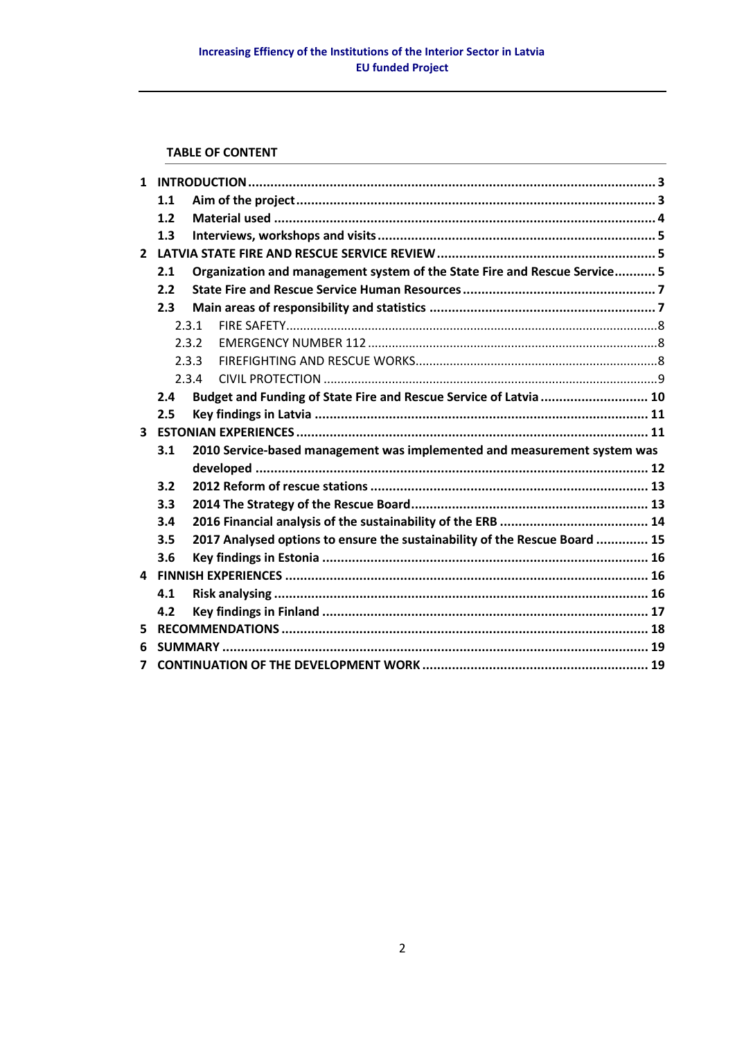**TABLE OF CONTENT**

1 INTRODUCTION ... 3
  1.1 Aim of the project ... 3
  1.2 Material used ... 4
  1.3 Interviews, workshops and visits ... 5
2 LATVIA STATE FIRE AND RESCUE SERVICE REVIEW ... 5
  2.1 Organization and management system of the State Fire and Rescue Service ... 5
  2.2 State Fire and Rescue Service Human Resources ... 7
  2.3 Main areas of responsibility and statistics ... 7
    2.3.1 FIRE SAFETY ... 8
    2.3.2 EMERGENCY NUMBER 112 ... 8
    2.3.3 FIREFIGHTING AND RESCUE WORKS ... 8
    2.3.4 CIVIL PROTECTION ... 9
  2.4 Budget and Funding of State Fire and Rescue Service of Latvia ... 10
  2.5 Key findings in Latvia ... 11
3 ESTONIAN EXPERIENCES ... 11
  3.1 2010 Service-based management was implemented and measurement system was developed ... 12
  3.2 2012 Reform of rescue stations ... 13
  3.3 2014 The Strategy of the Rescue Board ... 13
  3.4 2016 Financial analysis of the sustainability of the ERB ... 14
  3.5 2017 Analysed options to ensure the sustainability of the Rescue Board ... 15
  3.6 Key findings in Estonia ... 16
4 FINNISH EXPERIENCES ... 16
  4.1 Risk analysing ... 16
  4.2 Key findings in Finland ... 17
5 RECOMMENDATIONS ... 18
6 SUMMARY ... 19
7 CONTINUATION OF THE DEVELOPMENT WORK ... 19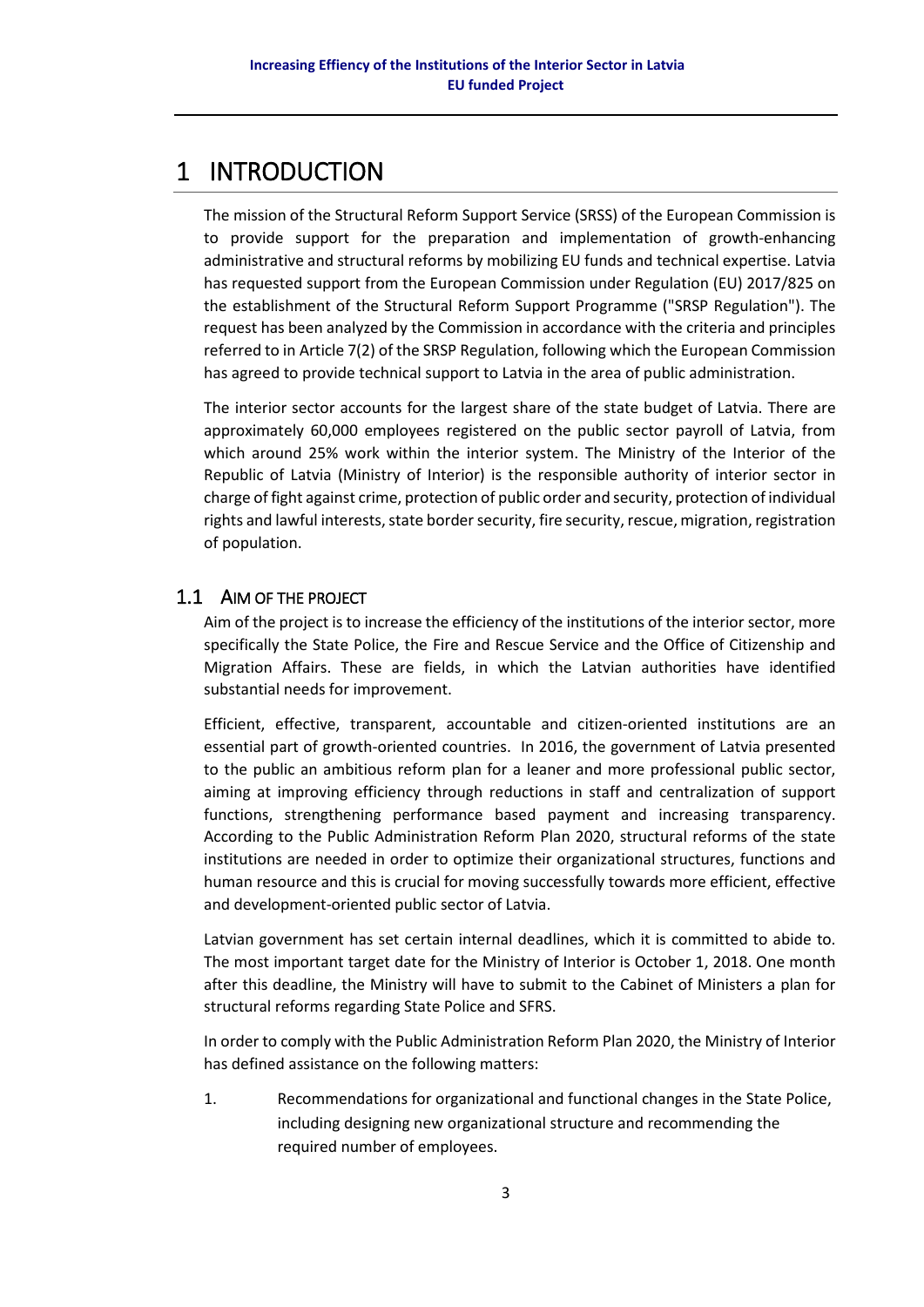# 1 INTRODUCTION

The mission of the Structural Reform Support Service (SRSS) of the European Commission is to provide support for the preparation and implementation of growth-enhancing administrative and structural reforms by mobilizing EU funds and technical expertise. Latvia has requested support from the European Commission under Regulation (EU) 2017/825 on the establishment of the Structural Reform Support Programme ("SRSP Regulation"). The request has been analyzed by the Commission in accordance with the criteria and principles referred to in Article 7(2) of the SRSP Regulation, following which the European Commission has agreed to provide technical support to Latvia in the area of public administration.

The interior sector accounts for the largest share of the state budget of Latvia. There are approximately 60,000 employees registered on the public sector payroll of Latvia, from which around 25% work within the interior system. The Ministry of the Interior of the Republic of Latvia (Ministry of Interior) is the responsible authority of interior sector in charge of fight against crime, protection of public order and security, protection of individual rights and lawful interests, state border security, fire security, rescue, migration, registration of population.

## 1.1 AIM OF THE PROJECT

Aim of the project is to increase the efficiency of the institutions of the interior sector, more specifically the State Police, the Fire and Rescue Service and the Office of Citizenship and Migration Affairs. These are fields, in which the Latvian authorities have identified substantial needs for improvement.

Efficient, effective, transparent, accountable and citizen-oriented institutions are an essential part of growth-oriented countries. In 2016, the government of Latvia presented to the public an ambitious reform plan for a leaner and more professional public sector, aiming at improving efficiency through reductions in staff and centralization of support functions, strengthening performance based payment and increasing transparency. According to the Public Administration Reform Plan 2020, structural reforms of the state institutions are needed in order to optimize their organizational structures, functions and human resource and this is crucial for moving successfully towards more efficient, effective and development-oriented public sector of Latvia.

Latvian government has set certain internal deadlines, which it is committed to abide to. The most important target date for the Ministry of Interior is October 1, 2018. One month after this deadline, the Ministry will have to submit to the Cabinet of Ministers a plan for structural reforms regarding State Police and SFRS.

In order to comply with the Public Administration Reform Plan 2020, the Ministry of Interior has defined assistance on the following matters:

1. Recommendations for organizational and functional changes in the State Police, including designing new organizational structure and recommending the required number of employees.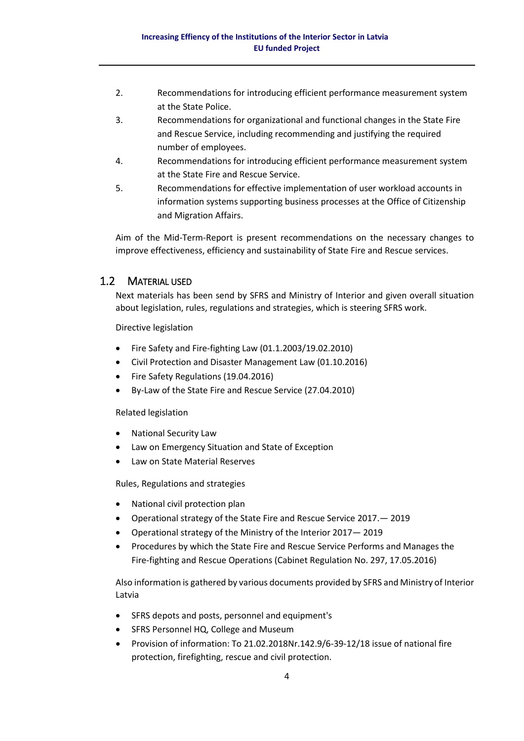2. Recommendations for introducing efficient performance measurement system at the State Police.
3. Recommendations for organizational and functional changes in the State Fire and Rescue Service, including recommending and justifying the required number of employees.
4. Recommendations for introducing efficient performance measurement system at the State Fire and Rescue Service.
5. Recommendations for effective implementation of user workload accounts in information systems supporting business processes at the Office of Citizenship and Migration Affairs.

Aim of the Mid-Term-Report is present recommendations on the necessary changes to improve effectiveness, efficiency and sustainability of State Fire and Rescue services.

## 1.2 Material used

Next materials has been send by SFRS and Ministry of Interior and given overall situation about legislation, rules, regulations and strategies, which is steering SFRS work.

Directive legislation

- Fire Safety and Fire-fighting Law (01.1.2003/19.02.2010)
- Civil Protection and Disaster Management Law (01.10.2016)
- Fire Safety Regulations (19.04.2016)
- By-Law of the State Fire and Rescue Service (27.04.2010)

Related legislation

- National Security Law
- Law on Emergency Situation and State of Exception
- Law on State Material Reserves

Rules, Regulations and strategies

- National civil protection plan
- Operational strategy of the State Fire and Rescue Service 2017.— 2019
- Operational strategy of the Ministry of the Interior 2017— 2019
- Procedures by which the State Fire and Rescue Service Performs and Manages the Fire-fighting and Rescue Operations (Cabinet Regulation No. 297, 17.05.2016)

Also information is gathered by various documents provided by SFRS and Ministry of Interior Latvia

- SFRS depots and posts, personnel and equipment's
- SFRS Personnel HQ, College and Museum
- Provision of information: To 21.02.2018Nr.142.9/6-39-12/18 issue of national fire protection, firefighting, rescue and civil protection.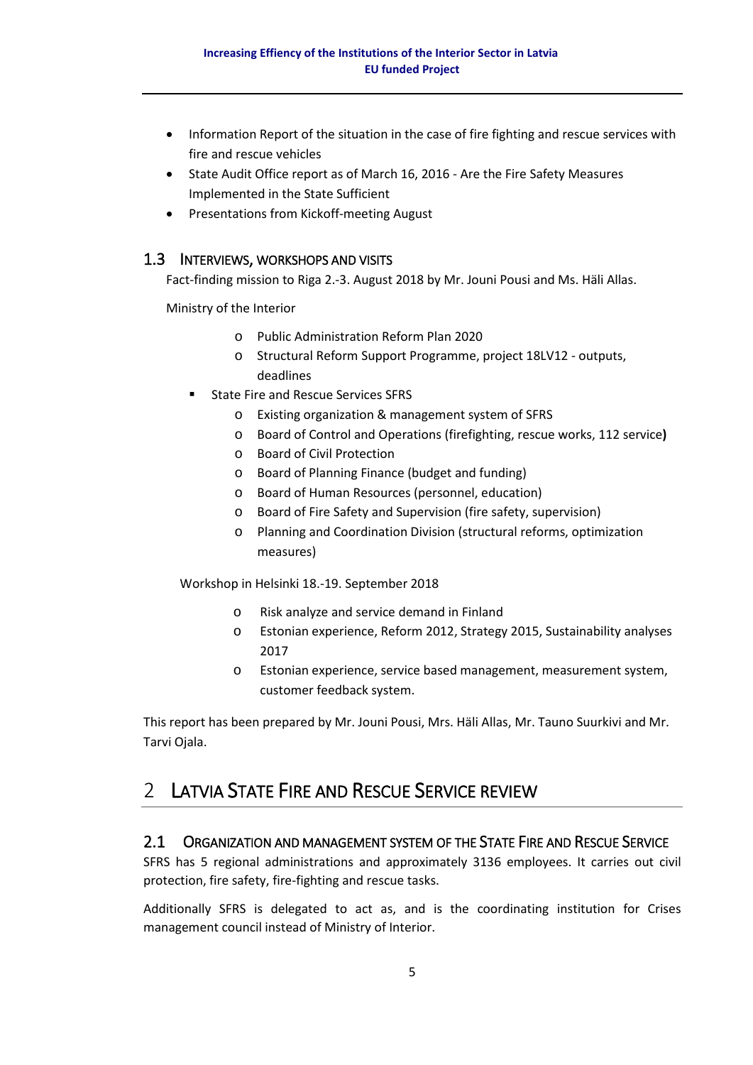- Information Report of the situation in the case of fire fighting and rescue services with fire and rescue vehicles
- State Audit Office report as of March 16, 2016 - Are the Fire Safety Measures Implemented in the State Sufficient
- Presentations from Kickoff-meeting August

### 1.3 Interviews, workshops and visits

Fact-finding mission to Riga 2.-3. August 2018 by Mr. Jouni Pousi and Ms. Häli Allas.

Ministry of the Interior

- Public Administration Reform Plan 2020
- Structural Reform Support Programme, project 18LV12 - outputs, deadlines

- State Fire and Rescue Services SFRS
  - Existing organization & management system of SFRS
  - Board of Control and Operations (firefighting, rescue works, 112 service**)**
  - Board of Civil Protection
  - Board of Planning Finance (budget and funding)
  - Board of Human Resources (personnel, education)
  - Board of Fire Safety and Supervision (fire safety, supervision)
  - Planning and Coordination Division (structural reforms, optimization measures)

Workshop in Helsinki 18.-19. September 2018

- Risk analyze and service demand in Finland
- Estonian experience, Reform 2012, Strategy 2015, Sustainability analyses 2017
- Estonian experience, service based management, measurement system, customer feedback system.

This report has been prepared by Mr. Jouni Pousi, Mrs. Häli Allas, Mr. Tauno Suurkivi and Mr. Tarvi Ojala.

## 2 Latvia State Fire and Rescue Service review

### 2.1 Organization and management system of the State Fire and Rescue Service

SFRS has 5 regional administrations and approximately 3136 employees. It carries out civil protection, fire safety, fire-fighting and rescue tasks.

Additionally SFRS is delegated to act as, and is the coordinating institution for Crises management council instead of Ministry of Interior.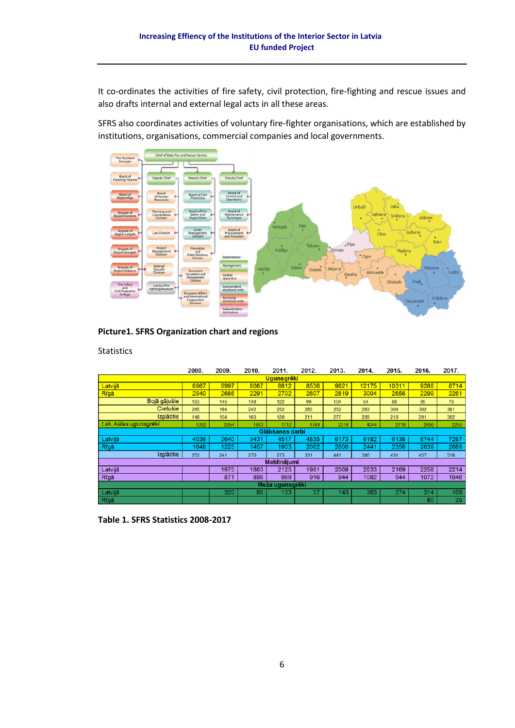It co-ordinates the activities of fire safety, civil protection, fire-fighting and rescue issues and also drafts internal and external legal acts in all these areas.

SFRS also coordinates activities of voluntary fire-fighter organisations, which are established by institutions, organisations, commercial companies and local governments.

**Picture1. SFRS Organization chart and regions**

Statistics

| | 2008. | 2009. | 2010. | 2011. | 2012. | 2013. | 2014. | 2015. | 2016. | 2017. |
|---|---|---|---|---|---|---|---|---|---|---|
| **Ugunsgrēki** | | | | | | | | | | |
| Latvijā | 8967 | 8997 | 8087 | 8812 | 8536 | 9821 | 12175 | 10311 | 9288 | 8714 |
| Rīgā | 2940 | 2686 | 2291 | 2702 | 2607 | 2819 | 3004 | 2656 | 2299 | 2261 |
| Bojā gājušie | 163 | 145 | 148 | 122 | 99 | 104 | 94 | 88 | 95 | 79 |
| Cietušie | 245 | 194 | 242 | 252 | 283 | 252 | 283 | 304 | 302 | 381 |
| Izglābtie | 146 | 154 | 163 | 120 | 211 | 277 | 209 | 218 | 291 | 362 |
| *t.sk. kūlas ugunsgrēki* | 1092 | 2054 | 1663 | 1712 | 1764 | 2316 | 4044 | 2710 | 2650 | 2253 |
| **Glābšanas darbi** | | | | | | | | | | |
| Latvijā | 4038 | 2640 | 3431 | 4517 | 4835 | 6173 | 6182 | 6138 | 6744 | 7287 |
| Rīgā | 1648 | 1225 | 1457 | 1903 | 2062 | 2600 | 2441 | 2356 | 2639 | 2689 |
| Izglābtie | 255 | 241 | 270 | 273 | 331 | 441 | 386 | 431 | 457 | 518 |
| **Maldinājumi** | | | | | | | | | | |
| Latvijā | | 1975 | 1863 | 2125 | 1981 | 2068 | 2633 | 2169 | 2258 | 2214 |
| Rīgā | | 871 | 898 | 969 | 916 | 944 | 1082 | 944 | 1072 | 1046 |
| **Meža ugunsgrēki** | | | | | | | | | | |
| Latvijā | | 320 | 88 | 133 | 57 | 143 | 363 | 274 | 314 | 169 |
| Rīgā | | | | | | | | | 80 | 39 |

**Table 1. SFRS Statistics 2008-2017**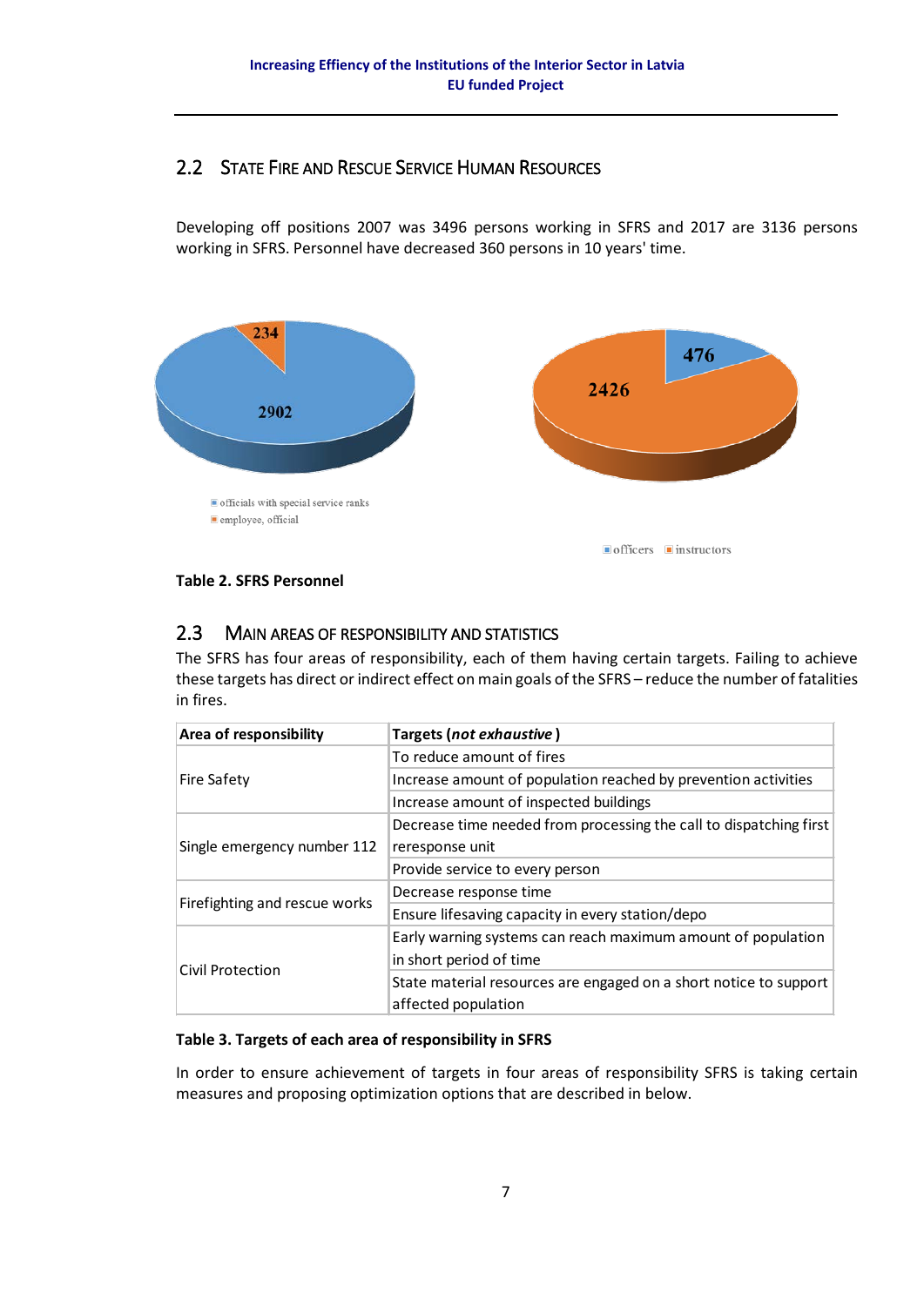## 2.2 State Fire and Rescue Service Human Resources

Developing off positions 2007 was 3496 persons working in SFRS and 2017 are 3136 persons working in SFRS. Personnel have decreased 360 persons in 10 years' time.

**Table 2. SFRS Personnel**

## 2.3 Main areas of responsibility and statistics

The SFRS has four areas of responsibility, each of them having certain targets. Failing to achieve these targets has direct or indirect effect on main goals of the SFRS – reduce the number of fatalities in fires.

| Area of responsibility | Targets (*not exhaustive* ) |
|---|---|
| Fire Safety | To reduce amount of fires |
| | Increase amount of population reached by prevention activities |
| | Increase amount of inspected buildings |
| Single emergency number 112 | Decrease time needed from processing the call to dispatching first reresponse unit |
| | Provide service to every person |
| Firefighting and rescue works | Decrease response time |
| | Ensure lifesaving capacity in every station/depo |
| Civil Protection | Early warning systems can reach maximum amount of population in short period of time |
| | State material resources are engaged on a short notice to support affected population |

**Table 3. Targets of each area of responsibility in SFRS**

In order to ensure achievement of targets in four areas of responsibility SFRS is taking certain measures and proposing optimization options that are described in below.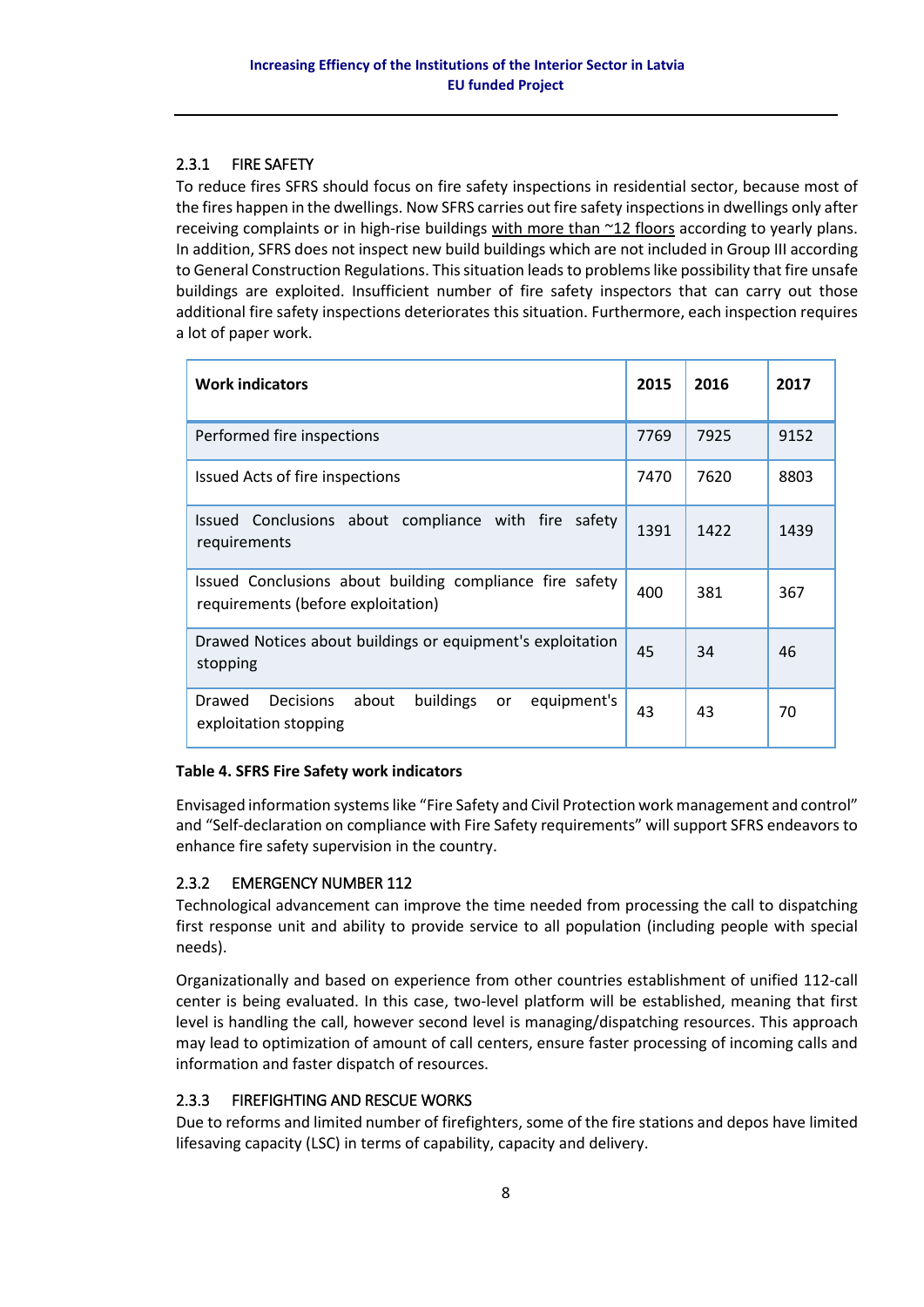### 2.3.1 FIRE SAFETY

To reduce fires SFRS should focus on fire safety inspections in residential sector, because most of the fires happen in the dwellings. Now SFRS carries out fire safety inspections in dwellings only after receiving complaints or in high-rise buildings with more than ~12 floors according to yearly plans. In addition, SFRS does not inspect new build buildings which are not included in Group III according to General Construction Regulations. This situation leads to problems like possibility that fire unsafe buildings are exploited. Insufficient number of fire safety inspectors that can carry out those additional fire safety inspections deteriorates this situation. Furthermore, each inspection requires a lot of paper work.

| Work indicators | 2015 | 2016 | 2017 |
|---|---|---|---|
| Performed fire inspections | 7769 | 7925 | 9152 |
| Issued Acts of fire inspections | 7470 | 7620 | 8803 |
| Issued Conclusions about compliance with fire safety requirements | 1391 | 1422 | 1439 |
| Issued Conclusions about building compliance fire safety requirements (before exploitation) | 400 | 381 | 367 |
| Drawed Notices about buildings or equipment's exploitation stopping | 45 | 34 | 46 |
| Drawed Decisions about buildings or equipment's exploitation stopping | 43 | 43 | 70 |

**Table 4. SFRS Fire Safety work indicators**

Envisaged information systems like “Fire Safety and Civil Protection work management and control” and “Self-declaration on compliance with Fire Safety requirements” will support SFRS endeavors to enhance fire safety supervision in the country.

### 2.3.2 EMERGENCY NUMBER 112

Technological advancement can improve the time needed from processing the call to dispatching first response unit and ability to provide service to all population (including people with special needs).

Organizationally and based on experience from other countries establishment of unified 112-call center is being evaluated. In this case, two-level platform will be established, meaning that first level is handling the call, however second level is managing/dispatching resources. This approach may lead to optimization of amount of call centers, ensure faster processing of incoming calls and information and faster dispatch of resources.

### 2.3.3 FIREFIGHTING AND RESCUE WORKS

Due to reforms and limited number of firefighters, some of the fire stations and depos have limited lifesaving capacity (LSC) in terms of capability, capacity and delivery.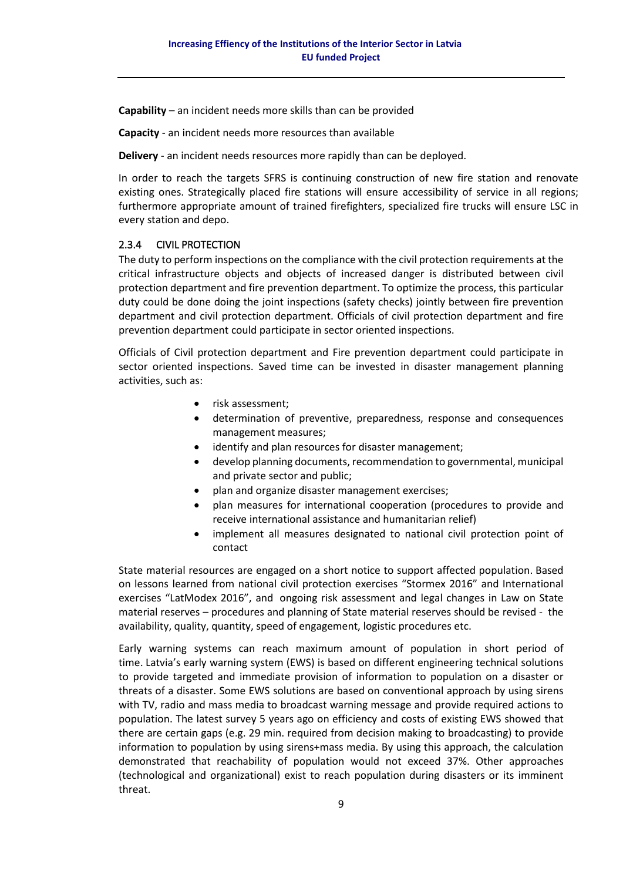**Capability** – an incident needs more skills than can be provided

**Capacity** - an incident needs more resources than available

**Delivery** - an incident needs resources more rapidly than can be deployed.

In order to reach the targets SFRS is continuing construction of new fire station and renovate existing ones. Strategically placed fire stations will ensure accessibility of service in all regions; furthermore appropriate amount of trained firefighters, specialized fire trucks will ensure LSC in every station and depo.

### 2.3.4 CIVIL PROTECTION

The duty to perform inspections on the compliance with the civil protection requirements at the critical infrastructure objects and objects of increased danger is distributed between civil protection department and fire prevention department. To optimize the process, this particular duty could be done doing the joint inspections (safety checks) jointly between fire prevention department and civil protection department. Officials of civil protection department and fire prevention department could participate in sector oriented inspections.

Officials of Civil protection department and Fire prevention department could participate in sector oriented inspections. Saved time can be invested in disaster management planning activities, such as:

- risk assessment;
- determination of preventive, preparedness, response and consequences management measures;
- identify and plan resources for disaster management;
- develop planning documents, recommendation to governmental, municipal and private sector and public;
- plan and organize disaster management exercises;
- plan measures for international cooperation (procedures to provide and receive international assistance and humanitarian relief)
- implement all measures designated to national civil protection point of contact

State material resources are engaged on a short notice to support affected population. Based on lessons learned from national civil protection exercises "Stormex 2016" and International exercises "LatModex 2016", and ongoing risk assessment and legal changes in Law on State material reserves – procedures and planning of State material reserves should be revised - the availability, quality, quantity, speed of engagement, logistic procedures etc.

Early warning systems can reach maximum amount of population in short period of time. Latvia's early warning system (EWS) is based on different engineering technical solutions to provide targeted and immediate provision of information to population on a disaster or threats of a disaster. Some EWS solutions are based on conventional approach by using sirens with TV, radio and mass media to broadcast warning message and provide required actions to population. The latest survey 5 years ago on efficiency and costs of existing EWS showed that there are certain gaps (e.g. 29 min. required from decision making to broadcasting) to provide information to population by using sirens+mass media. By using this approach, the calculation demonstrated that reachability of population would not exceed 37%. Other approaches (technological and organizational) exist to reach population during disasters or its imminent threat.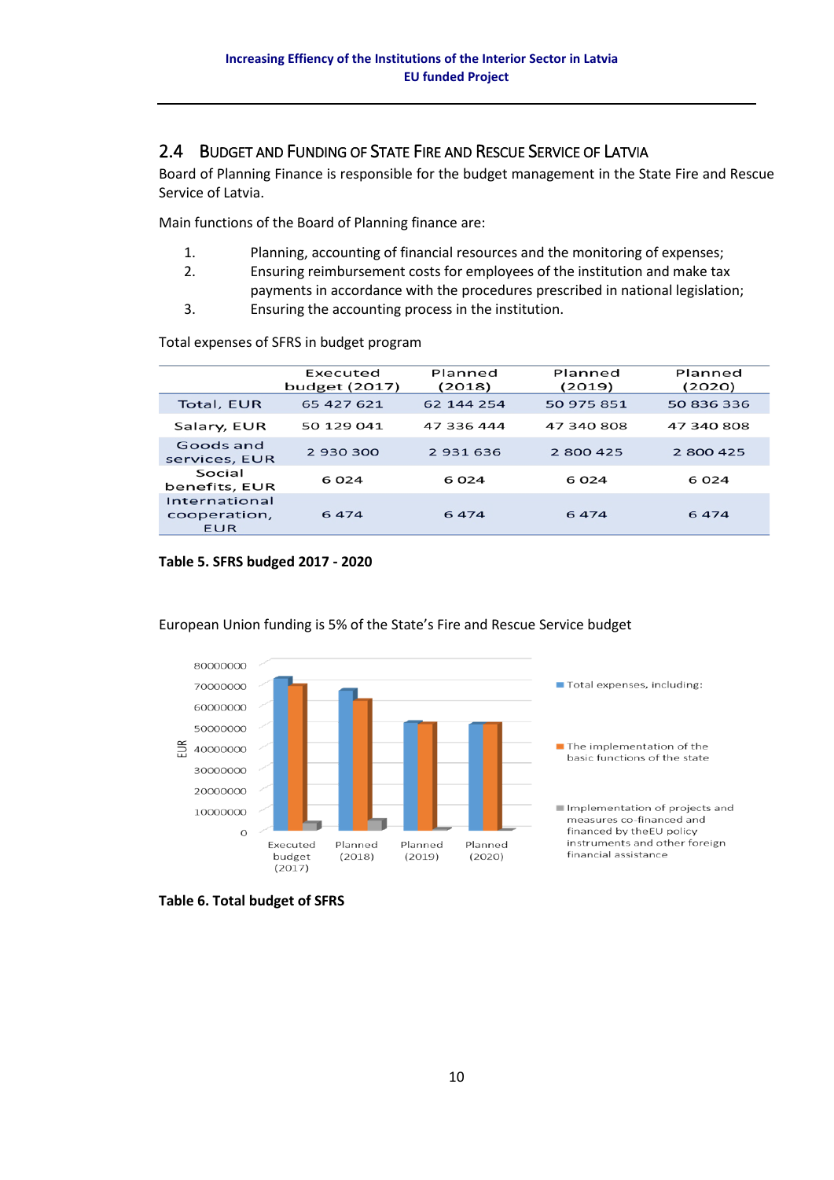## 2.4 Budget and Funding of State Fire and Rescue Service of Latvia

Board of Planning Finance is responsible for the budget management in the State Fire and Rescue Service of Latvia.

Main functions of the Board of Planning finance are:

1. Planning, accounting of financial resources and the monitoring of expenses;
2. Ensuring reimbursement costs for employees of the institution and make tax payments in accordance with the procedures prescribed in national legislation;
3. Ensuring the accounting process in the institution.

Total expenses of SFRS in budget program

| | Executed budget (2017) | Planned (2018) | Planned (2019) | Planned (2020) |
|---|---|---|---|---|
| Total, EUR | 65 427 621 | 62 144 254 | 50 975 851 | 50 836 336 |
| Salary, EUR | 50 129 041 | 47 336 444 | 47 340 808 | 47 340 808 |
| Goods and services, EUR | 2 930 300 | 2 931 636 | 2 800 425 | 2 800 425 |
| Social benefits, EUR | 6 024 | 6 024 | 6 024 | 6 024 |
| International cooperation, EUR | 6 474 | 6 474 | 6 474 | 6 474 |

**Table 5. SFRS budged 2017 - 2020**

European Union funding is 5% of the State's Fire and Rescue Service budget

80000000
70000000
60000000
50000000
40000000
30000000
20000000
10000000
0
EUR
Executed budget (2017)
Planned (2018)
Planned (2019)
Planned (2020)
Total expenses, including:
The implementation of the basic functions of the state
Implementation of projects and measures co-financed and financed by theEU policy instruments and other foreign financial assistance

**Table 6. Total budget of SFRS**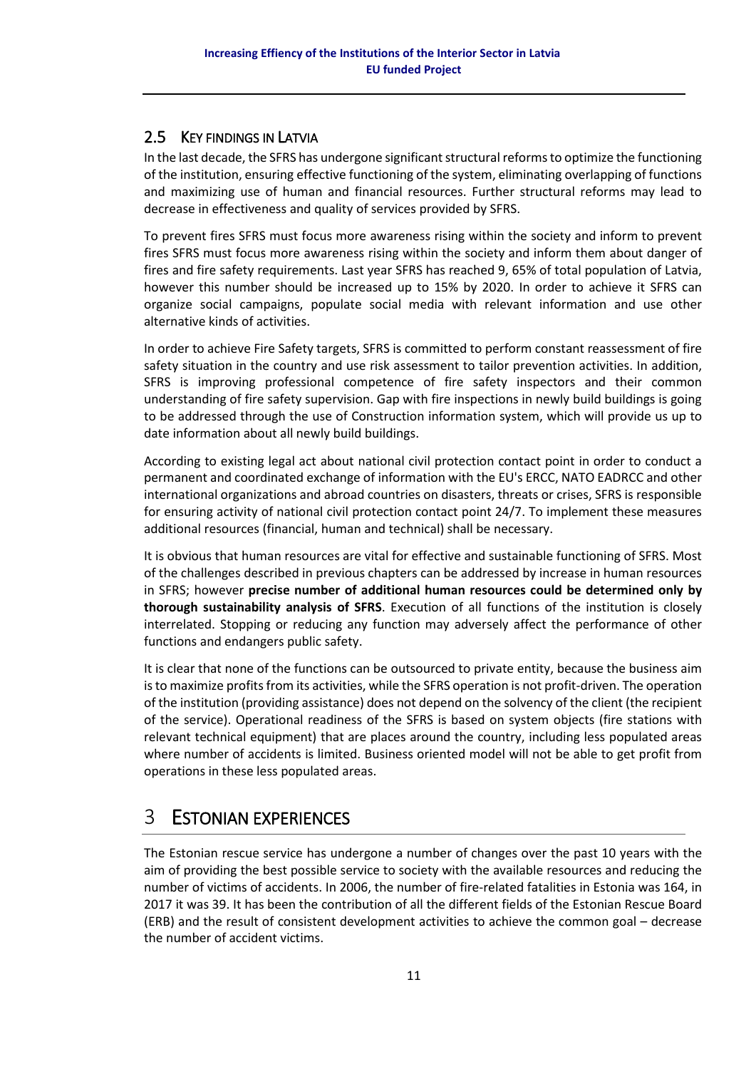## 2.5 KEY FINDINGS IN LATVIA

In the last decade, the SFRS has undergone significant structural reforms to optimize the functioning of the institution, ensuring effective functioning of the system, eliminating overlapping of functions and maximizing use of human and financial resources. Further structural reforms may lead to decrease in effectiveness and quality of services provided by SFRS.

To prevent fires SFRS must focus more awareness rising within the society and inform to prevent fires SFRS must focus more awareness rising within the society and inform them about danger of fires and fire safety requirements. Last year SFRS has reached 9, 65% of total population of Latvia, however this number should be increased up to 15% by 2020. In order to achieve it SFRS can organize social campaigns, populate social media with relevant information and use other alternative kinds of activities.

In order to achieve Fire Safety targets, SFRS is committed to perform constant reassessment of fire safety situation in the country and use risk assessment to tailor prevention activities. In addition, SFRS is improving professional competence of fire safety inspectors and their common understanding of fire safety supervision. Gap with fire inspections in newly build buildings is going to be addressed through the use of Construction information system, which will provide us up to date information about all newly build buildings.

According to existing legal act about national civil protection contact point in order to conduct a permanent and coordinated exchange of information with the EU's ERCC, NATO EADRCC and other international organizations and abroad countries on disasters, threats or crises, SFRS is responsible for ensuring activity of national civil protection contact point 24/7. To implement these measures additional resources (financial, human and technical) shall be necessary.

It is obvious that human resources are vital for effective and sustainable functioning of SFRS. Most of the challenges described in previous chapters can be addressed by increase in human resources in SFRS; however **precise number of additional human resources could be determined only by thorough sustainability analysis of SFRS**. Execution of all functions of the institution is closely interrelated. Stopping or reducing any function may adversely affect the performance of other functions and endangers public safety.

It is clear that none of the functions can be outsourced to private entity, because the business aim is to maximize profits from its activities, while the SFRS operation is not profit-driven. The operation of the institution (providing assistance) does not depend on the solvency of the client (the recipient of the service). Operational readiness of the SFRS is based on system objects (fire stations with relevant technical equipment) that are places around the country, including less populated areas where number of accidents is limited. Business oriented model will not be able to get profit from operations in these less populated areas.

# 3 ESTONIAN EXPERIENCES

The Estonian rescue service has undergone a number of changes over the past 10 years with the aim of providing the best possible service to society with the available resources and reducing the number of victims of accidents. In 2006, the number of fire-related fatalities in Estonia was 164, in 2017 it was 39. It has been the contribution of all the different fields of the Estonian Rescue Board (ERB) and the result of consistent development activities to achieve the common goal – decrease the number of accident victims.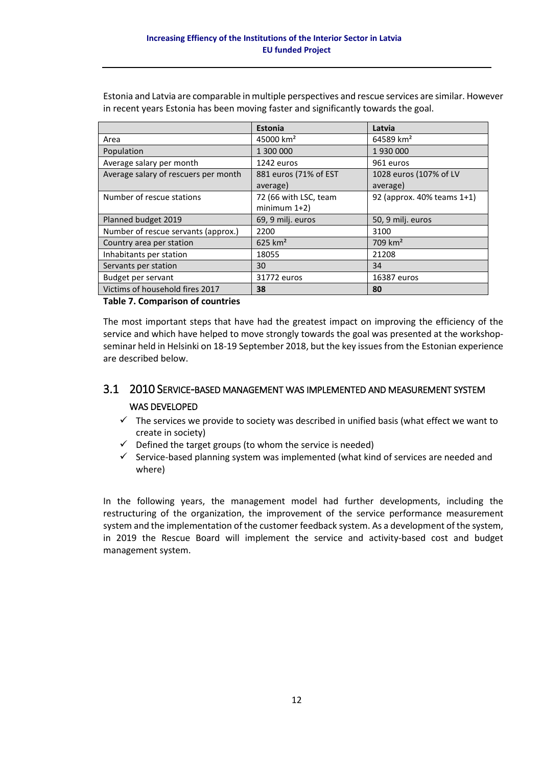Estonia and Latvia are comparable in multiple perspectives and rescue services are similar. However in recent years Estonia has been moving faster and significantly towards the goal.

| | Estonia | Latvia |
|---|---|---|
| Area | 45000 km² | 64589 km² |
| Population | 1 300 000 | 1 930 000 |
| Average salary per month | 1242 euros | 961 euros |
| Average salary of rescuers per month | 881 euros (71% of EST average) | 1028 euros (107% of LV average) |
| Number of rescue stations | 72 (66 with LSC, team minimum 1+2) | 92 (approx. 40% teams 1+1) |
| Planned budget 2019 | 69, 9 milj. euros | 50, 9 milj. euros |
| Number of rescue servants (approx.) | 2200 | 3100 |
| Country area per station | 625 km² | 709 km² |
| Inhabitants per station | 18055 | 21208 |
| Servants per station | 30 | 34 |
| Budget per servant | 31772 euros | 16387 euros |
| Victims of household fires 2017 | **38** | **80** |

**Table 7. Comparison of countries**

The most important steps that have had the greatest impact on improving the efficiency of the service and which have helped to move strongly towards the goal was presented at the workshop-seminar held in Helsinki on 18-19 September 2018, but the key issues from the Estonian experience are described below.

## 3.1 2010 Service-based management was implemented and measurement system was developed

- ✓ The services we provide to society was described in unified basis (what effect we want to create in society)
- ✓ Defined the target groups (to whom the service is needed)
- ✓ Service-based planning system was implemented (what kind of services are needed and where)

In the following years, the management model had further developments, including the restructuring of the organization, the improvement of the service performance measurement system and the implementation of the customer feedback system. As a development of the system, in 2019 the Rescue Board will implement the service and activity-based cost and budget management system.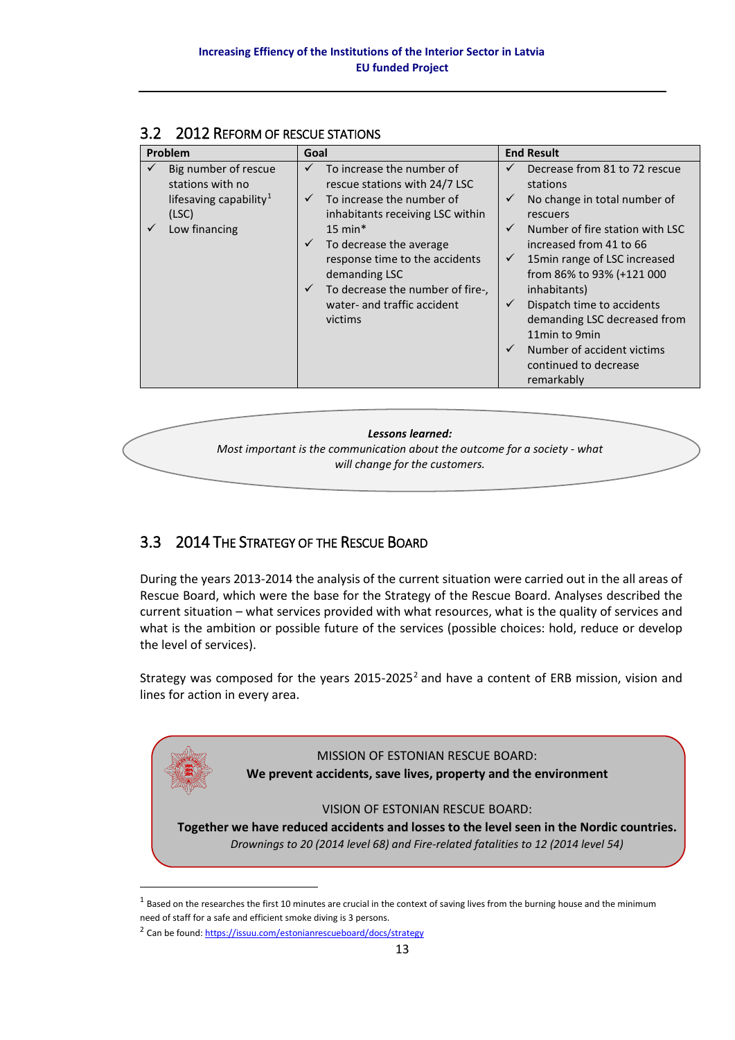## 3.2 2012 Reform of rescue stations

| Problem | Goal | End Result |
|---|---|---|
| ✓ Big number of rescue stations with no lifesaving capability[1] (LSC)<br>✓ Low financing | ✓ To increase the number of rescue stations with 24/7 LSC<br>✓ To increase the number of inhabitants receiving LSC within 15 min*<br>✓ To decrease the average response time to the accidents demanding LSC<br>✓ To decrease the number of fire-, water- and traffic accident victims | ✓ Decrease from 81 to 72 rescue stations<br>✓ No change in total number of rescuers<br>✓ Number of fire station with LSC increased from 41 to 66<br>✓ 15min range of LSC increased from 86% to 93% (+121 000 inhabitants)<br>✓ Dispatch time to accidents demanding LSC decreased from 11min to 9min<br>✓ Number of accident victims continued to decrease remarkably |

***Lessons learned:***
*Most important is the communication about the outcome for a society - what will change for the customers.*

## 3.3 2014 The Strategy of the Rescue Board

During the years 2013-2014 the analysis of the current situation were carried out in the all areas of Rescue Board, which were the base for the Strategy of the Rescue Board. Analyses described the current situation – what services provided with what resources, what is the quality of services and what is the ambition or possible future of the services (possible choices: hold, reduce or develop the level of services).

Strategy was composed for the years 2015-2025[2] and have a content of ERB mission, vision and lines for action in every area.

MISSION OF ESTONIAN RESCUE BOARD:
**We prevent accidents, save lives, property and the environment**

VISION OF ESTONIAN RESCUE BOARD:
**Together we have reduced accidents and losses to the level seen in the Nordic countries.**
*Drownings to 20 (2014 level 68) and Fire-related fatalities to 12 (2014 level 54)*

---

[1] Based on the researches the first 10 minutes are crucial in the context of saving lives from the burning house and the minimum need of staff for a safe and efficient smoke diving is 3 persons.

[2] Can be found: https://issuu.com/estonianrescueboard/docs/strategy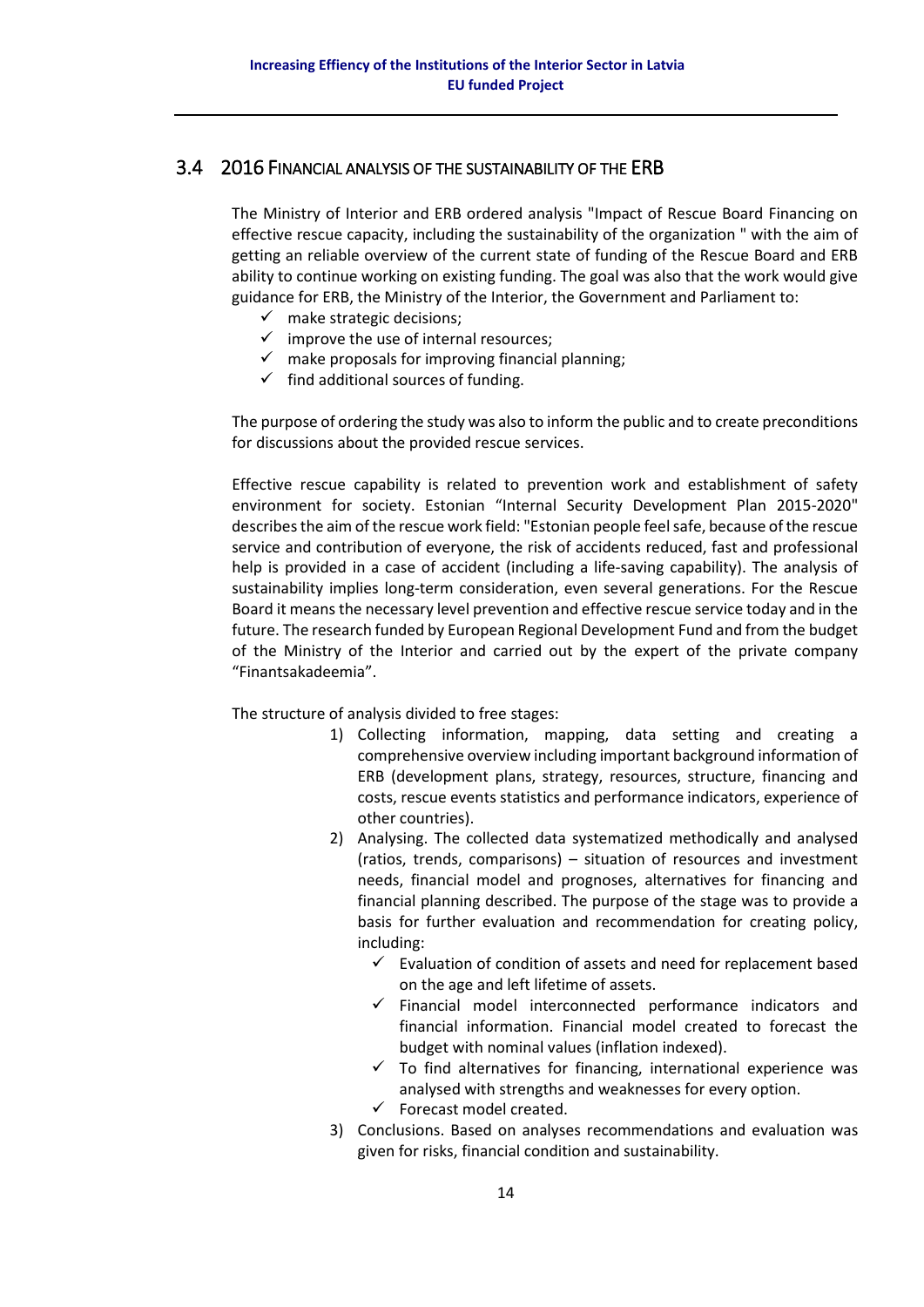## 3.4 2016 Financial analysis of the sustainability of the ERB

The Ministry of Interior and ERB ordered analysis "Impact of Rescue Board Financing on effective rescue capacity, including the sustainability of the organization " with the aim of getting an reliable overview of the current state of funding of the Rescue Board and ERB ability to continue working on existing funding. The goal was also that the work would give guidance for ERB, the Ministry of the Interior, the Government and Parliament to:

- ✓ make strategic decisions;
- ✓ improve the use of internal resources;
- ✓ make proposals for improving financial planning;
- ✓ find additional sources of funding.

The purpose of ordering the study was also to inform the public and to create preconditions for discussions about the provided rescue services.

Effective rescue capability is related to prevention work and establishment of safety environment for society. Estonian "Internal Security Development Plan 2015-2020" describes the aim of the rescue work field: "Estonian people feel safe, because of the rescue service and contribution of everyone, the risk of accidents reduced, fast and professional help is provided in a case of accident (including a life-saving capability). The analysis of sustainability implies long-term consideration, even several generations. For the Rescue Board it means the necessary level prevention and effective rescue service today and in the future. The research funded by European Regional Development Fund and from the budget of the Ministry of the Interior and carried out by the expert of the private company "Finantsakadeemia".

The structure of analysis divided to free stages:

1) Collecting information, mapping, data setting and creating a comprehensive overview including important background information of ERB (development plans, strategy, resources, structure, financing and costs, rescue events statistics and performance indicators, experience of other countries).
2) Analysing. The collected data systematized methodically and analysed (ratios, trends, comparisons) – situation of resources and investment needs, financial model and prognoses, alternatives for financing and financial planning described. The purpose of the stage was to provide a basis for further evaluation and recommendation for creating policy, including:
   - ✓ Evaluation of condition of assets and need for replacement based on the age and left lifetime of assets.
   - ✓ Financial model interconnected performance indicators and financial information. Financial model created to forecast the budget with nominal values (inflation indexed).
   - ✓ To find alternatives for financing, international experience was analysed with strengths and weaknesses for every option.
   - ✓ Forecast model created.
3) Conclusions. Based on analyses recommendations and evaluation was given for risks, financial condition and sustainability.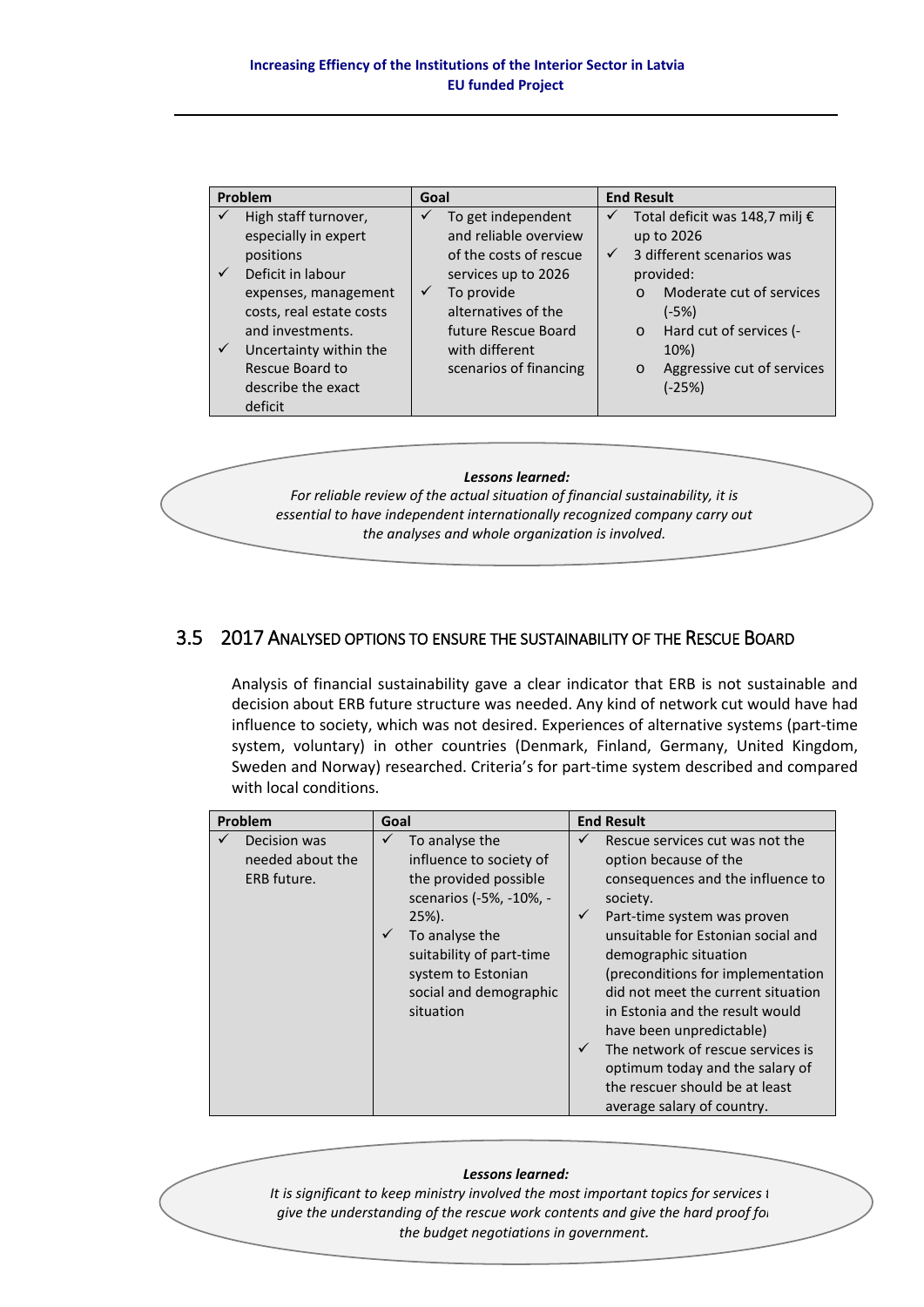| Problem | Goal | End Result |
|---|---|---|
| ✓ High staff turnover, especially in expert positions<br>✓ Deficit in labour expenses, management costs, real estate costs and investments.<br>✓ Uncertainty within the Rescue Board to describe the exact deficit | ✓ To get independent and reliable overview of the costs of rescue services up to 2026<br>✓ To provide alternatives of the future Rescue Board with different scenarios of financing | ✓ Total deficit was 148,7 milj € up to 2026<br>✓ 3 different scenarios was provided:<br>o Moderate cut of services (-5%)<br>o Hard cut of services (-10%)<br>o Aggressive cut of services (-25%) |

***Lessons learned:***

*For reliable review of the actual situation of financial sustainability, it is essential to have independent internationally recognized company carry out the analyses and whole organization is involved.*

## 3.5 2017 Analysed options to ensure the sustainability of the Rescue Board

Analysis of financial sustainability gave a clear indicator that ERB is not sustainable and decision about ERB future structure was needed. Any kind of network cut would have had influence to society, which was not desired. Experiences of alternative systems (part-time system, voluntary) in other countries (Denmark, Finland, Germany, United Kingdom, Sweden and Norway) researched. Criteria's for part-time system described and compared with local conditions.

| Problem | Goal | End Result |
|---|---|---|
| ✓ Decision was needed about the ERB future. | ✓ To analyse the influence to society of the provided possible scenarios (-5%, -10%, -25%).<br>✓ To analyse the suitability of part-time system to Estonian social and demographic situation | ✓ Rescue services cut was not the option because of the consequences and the influence to society.<br>✓ Part-time system was proven unsuitable for Estonian social and demographic situation (preconditions for implementation did not meet the current situation in Estonia and the result would have been unpredictable)<br>✓ The network of rescue services is optimum today and the salary of the rescuer should be at least average salary of country. |

***Lessons learned:***

*It is significant to keep ministry involved the most important topics for services t give the understanding of the rescue work contents and give the hard proof fo the budget negotiations in government.*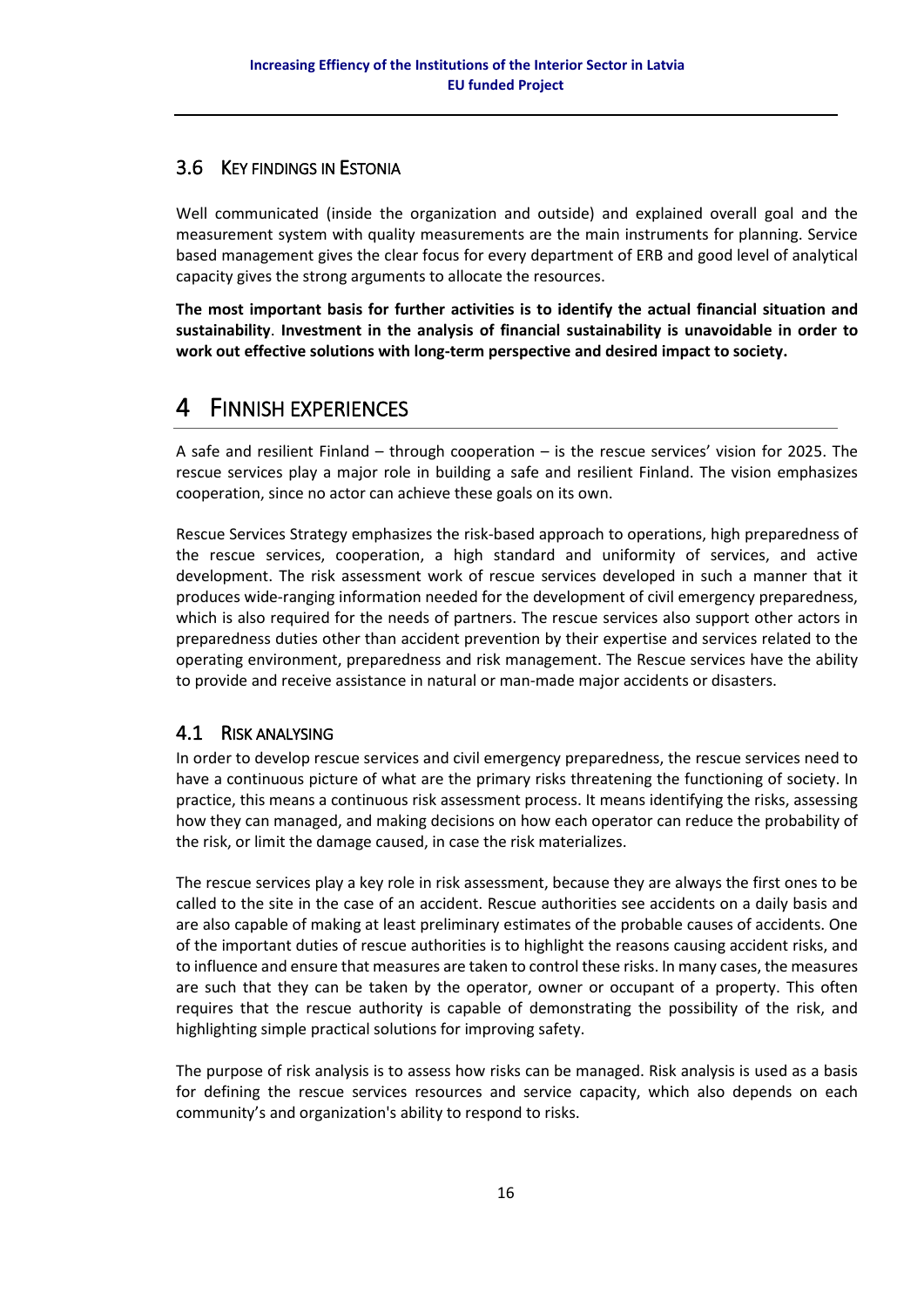## 3.6 Key findings in Estonia

Well communicated (inside the organization and outside) and explained overall goal and the measurement system with quality measurements are the main instruments for planning. Service based management gives the clear focus for every department of ERB and good level of analytical capacity gives the strong arguments to allocate the resources.

**The most important basis for further activities is to identify the actual financial situation and sustainability**. **Investment in the analysis of financial sustainability is unavoidable in order to work out effective solutions with long-term perspective and desired impact to society.**

# 4 Finnish experiences

A safe and resilient Finland – through cooperation – is the rescue services' vision for 2025. The rescue services play a major role in building a safe and resilient Finland. The vision emphasizes cooperation, since no actor can achieve these goals on its own.

Rescue Services Strategy emphasizes the risk-based approach to operations, high preparedness of the rescue services, cooperation, a high standard and uniformity of services, and active development. The risk assessment work of rescue services developed in such a manner that it produces wide-ranging information needed for the development of civil emergency preparedness, which is also required for the needs of partners. The rescue services also support other actors in preparedness duties other than accident prevention by their expertise and services related to the operating environment, preparedness and risk management. The Rescue services have the ability to provide and receive assistance in natural or man-made major accidents or disasters.

## 4.1 Risk analysing

In order to develop rescue services and civil emergency preparedness, the rescue services need to have a continuous picture of what are the primary risks threatening the functioning of society. In practice, this means a continuous risk assessment process. It means identifying the risks, assessing how they can managed, and making decisions on how each operator can reduce the probability of the risk, or limit the damage caused, in case the risk materializes.

The rescue services play a key role in risk assessment, because they are always the first ones to be called to the site in the case of an accident. Rescue authorities see accidents on a daily basis and are also capable of making at least preliminary estimates of the probable causes of accidents. One of the important duties of rescue authorities is to highlight the reasons causing accident risks, and to influence and ensure that measures are taken to control these risks. In many cases, the measures are such that they can be taken by the operator, owner or occupant of a property. This often requires that the rescue authority is capable of demonstrating the possibility of the risk, and highlighting simple practical solutions for improving safety.

The purpose of risk analysis is to assess how risks can be managed. Risk analysis is used as a basis for defining the rescue services resources and service capacity, which also depends on each community's and organization's ability to respond to risks.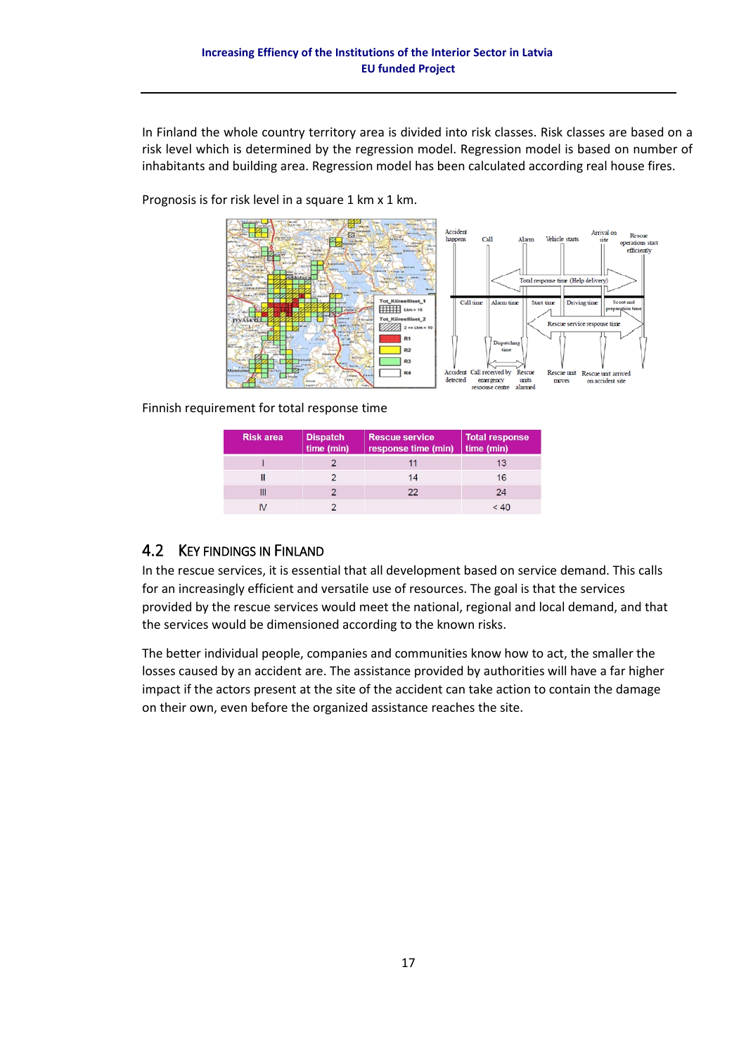In Finland the whole country territory area is divided into risk classes. Risk classes are based on a risk level which is determined by the regression model. Regression model is based on number of inhabitants and building area. Regression model has been calculated according real house fires.

Prognosis is for risk level in a square 1 km x 1 km.

Tot_Kiireelliset_1
Lkm > 10
Tot_Kiireelliset_2
2 <= Lkm < 10
R1
R2
R3
R4

Accident happens
Call
Alarm
Vehicle starts
Arrival on site
Rescue operations start efficiently
Total response time (Help delivery)
Call time
Alarm time
Start time
Driving time
Scout and preparation time
Rescue service response time
Dispatching time
Accident detected
Call received by emergency response centre
Rescue units alarmed
Rescue unit moves
Rescue unit arrived on accident site

Finnish requirement for total response time

| Risk area | Dispatch time (min) | Rescue service response time (min) | Total response time (min) |
|---|---|---|---|
| I | 2 | 11 | 13 |
| II | 2 | 14 | 16 |
| III | 2 | 22 | 24 |
| IV | 2 | | < 40 |

## 4.2 Key findings in Finland

In the rescue services, it is essential that all development based on service demand. This calls for an increasingly efficient and versatile use of resources. The goal is that the services provided by the rescue services would meet the national, regional and local demand, and that the services would be dimensioned according to the known risks.

The better individual people, companies and communities know how to act, the smaller the losses caused by an accident are. The assistance provided by authorities will have a far higher impact if the actors present at the site of the accident can take action to contain the damage on their own, even before the organized assistance reaches the site.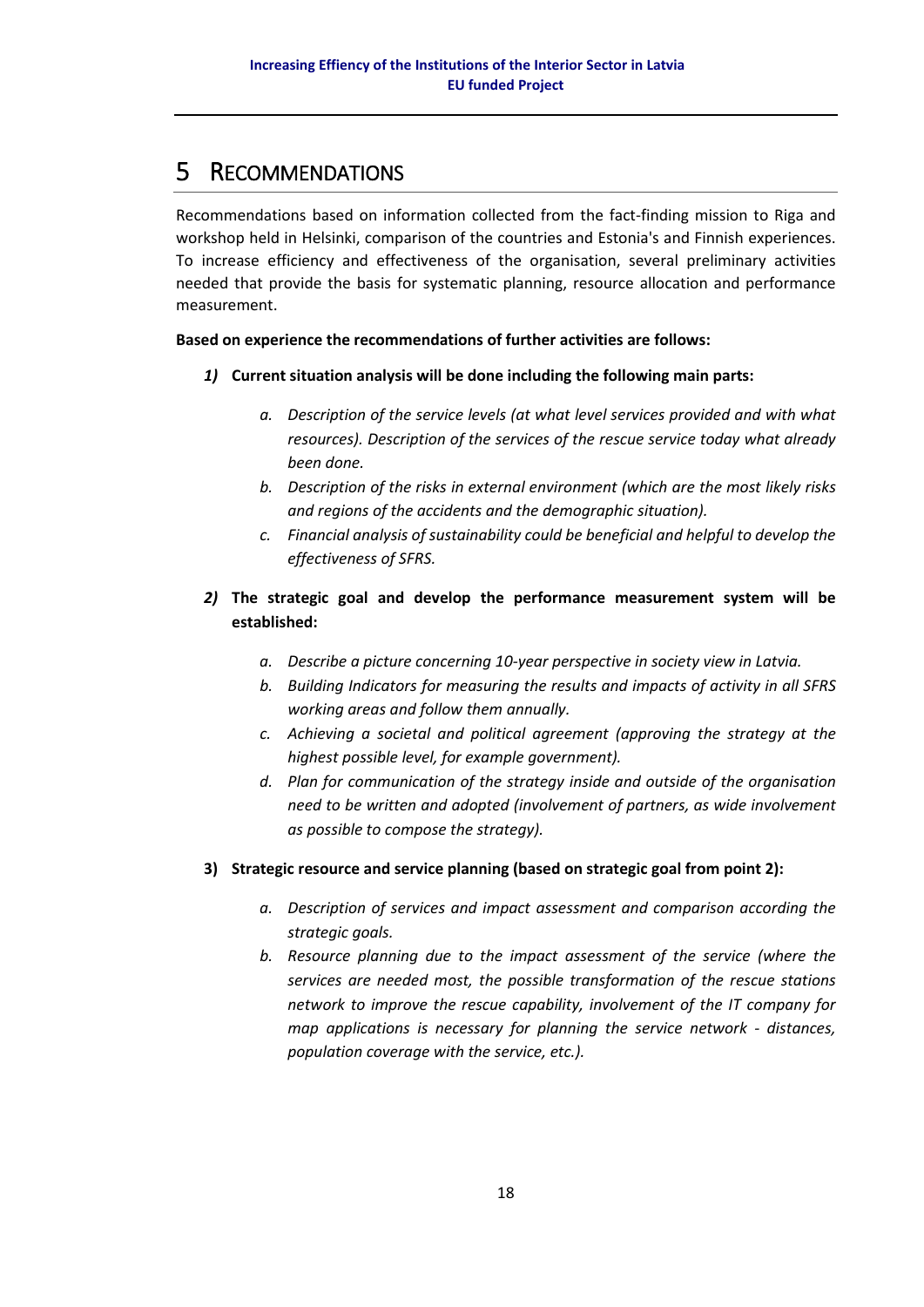# 5 RECOMMENDATIONS

Recommendations based on information collected from the fact-finding mission to Riga and workshop held in Helsinki, comparison of the countries and Estonia's and Finnish experiences. To increase efficiency and effectiveness of the organisation, several preliminary activities needed that provide the basis for systematic planning, resource allocation and performance measurement.

**Based on experience the recommendations of further activities are follows:**

***1)*** **Current situation analysis will be done including the following main parts:**

   *a. Description of the service levels (at what level services provided and with what resources). Description of the services of the rescue service today what already been done.*

   *b. Description of the risks in external environment (which are the most likely risks and regions of the accidents and the demographic situation).*

   *c. Financial analysis of sustainability could be beneficial and helpful to develop the effectiveness of SFRS.*

***2)*** **The strategic goal and develop the performance measurement system will be established:**

   *a. Describe a picture concerning 10-year perspective in society view in Latvia.*

   *b. Building Indicators for measuring the results and impacts of activity in all SFRS working areas and follow them annually.*

   *c. Achieving a societal and political agreement (approving the strategy at the highest possible level, for example government).*

   *d. Plan for communication of the strategy inside and outside of the organisation need to be written and adopted (involvement of partners, as wide involvement as possible to compose the strategy).*

**3) Strategic resource and service planning (based on strategic goal from point 2):**

   *a. Description of services and impact assessment and comparison according the strategic goals.*

   *b. Resource planning due to the impact assessment of the service (where the services are needed most, the possible transformation of the rescue stations network to improve the rescue capability, involvement of the IT company for map applications is necessary for planning the service network - distances, population coverage with the service, etc.).*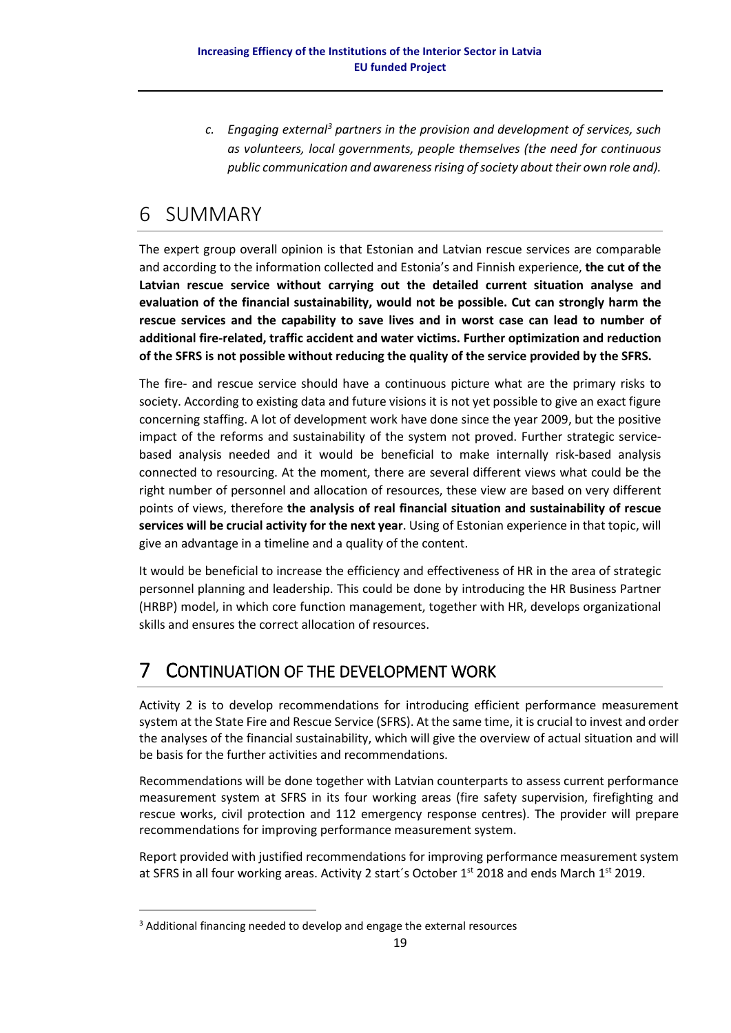c. *Engaging external[3] partners in the provision and development of services, such as volunteers, local governments, people themselves (the need for continuous public communication and awareness rising of society about their own role and).*

# 6 SUMMARY

The expert group overall opinion is that Estonian and Latvian rescue services are comparable and according to the information collected and Estonia's and Finnish experience, **the cut of the Latvian rescue service without carrying out the detailed current situation analyse and evaluation of the financial sustainability, would not be possible. Cut can strongly harm the rescue services and the capability to save lives and in worst case can lead to number of additional fire-related, traffic accident and water victims. Further optimization and reduction of the SFRS is not possible without reducing the quality of the service provided by the SFRS.**

The fire- and rescue service should have a continuous picture what are the primary risks to society. According to existing data and future visions it is not yet possible to give an exact figure concerning staffing. A lot of development work have done since the year 2009, but the positive impact of the reforms and sustainability of the system not proved. Further strategic service-based analysis needed and it would be beneficial to make internally risk-based analysis connected to resourcing. At the moment, there are several different views what could be the right number of personnel and allocation of resources, these view are based on very different points of views, therefore **the analysis of real financial situation and sustainability of rescue services will be crucial activity for the next year**. Using of Estonian experience in that topic, will give an advantage in a timeline and a quality of the content.

It would be beneficial to increase the efficiency and effectiveness of HR in the area of strategic personnel planning and leadership. This could be done by introducing the HR Business Partner (HRBP) model, in which core function management, together with HR, develops organizational skills and ensures the correct allocation of resources.

# 7 CONTINUATION OF THE DEVELOPMENT WORK

Activity 2 is to develop recommendations for introducing efficient performance measurement system at the State Fire and Rescue Service (SFRS). At the same time, it is crucial to invest and order the analyses of the financial sustainability, which will give the overview of actual situation and will be basis for the further activities and recommendations.

Recommendations will be done together with Latvian counterparts to assess current performance measurement system at SFRS in its four working areas (fire safety supervision, firefighting and rescue works, civil protection and 112 emergency response centres). The provider will prepare recommendations for improving performance measurement system.

Report provided with justified recommendations for improving performance measurement system at SFRS in all four working areas. Activity 2 start´s October 1st 2018 and ends March 1st 2019.

[3] Additional financing needed to develop and engage the external resources